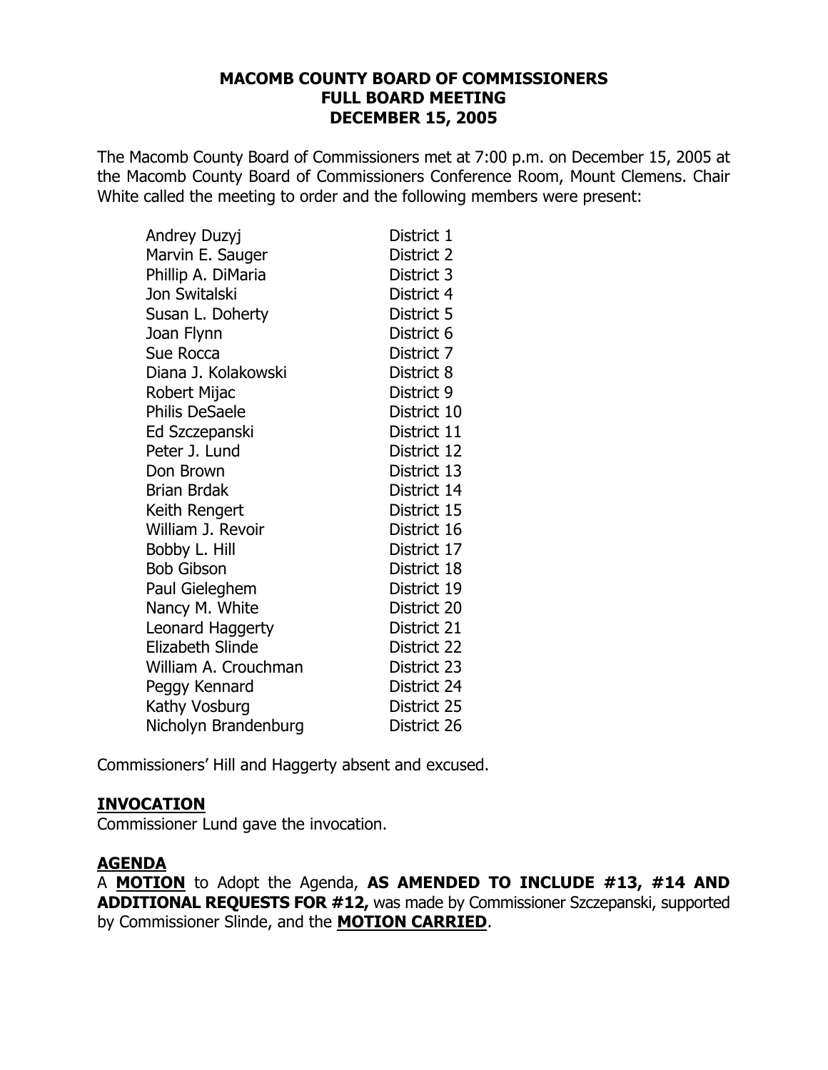# MACOMB COUNTY BOARD OF COMMISSIONERS
## FULL BOARD MEETING
## DECEMBER 15, 2005

The Macomb County Board of Commissioners met at 7:00 p.m. on December 15, 2005 at the Macomb County Board of Commissioners Conference Room, Mount Clemens. Chair White called the meeting to order and the following members were present:

| | |
|---|---|
| Andrey Duzyj | District 1 |
| Marvin E. Sauger | District 2 |
| Phillip A. DiMaria | District 3 |
| Jon Switalski | District 4 |
| Susan L. Doherty | District 5 |
| Joan Flynn | District 6 |
| Sue Rocca | District 7 |
| Diana J. Kolakowski | District 8 |
| Robert Mijac | District 9 |
| Philis DeSaele | District 10 |
| Ed Szczepanski | District 11 |
| Peter J. Lund | District 12 |
| Don Brown | District 13 |
| Brian Brdak | District 14 |
| Keith Rengert | District 15 |
| William J. Revoir | District 16 |
| Bobby L. Hill | District 17 |
| Bob Gibson | District 18 |
| Paul Gieleghem | District 19 |
| Nancy M. White | District 20 |
| Leonard Haggerty | District 21 |
| Elizabeth Slinde | District 22 |
| William A. Crouchman | District 23 |
| Peggy Kennard | District 24 |
| Kathy Vosburg | District 25 |
| Nicholyn Brandenburg | District 26 |

Commissioners' Hill and Haggerty absent and excused.

**INVOCATION**

Commissioner Lund gave the invocation.

**AGENDA**

A **MOTION** to Adopt the Agenda, **AS AMENDED TO INCLUDE #13, #14 AND ADDITIONAL REQUESTS FOR #12,** was made by Commissioner Szczepanski, supported by Commissioner Slinde, and the **MOTION CARRIED**.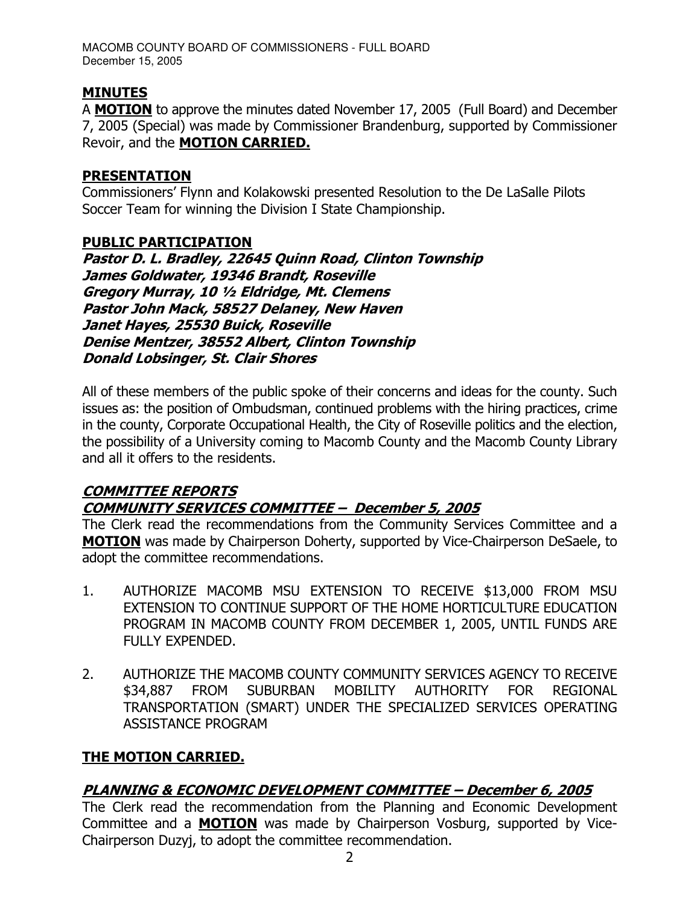## MINUTES

A **MOTION** to approve the minutes dated November 17, 2005 (Full Board) and December 7, 2005 (Special) was made by Commissioner Brandenburg, supported by Commissioner Revoir, and the **MOTION CARRIED.**

## PRESENTATION

Commissioners' Flynn and Kolakowski presented Resolution to the De LaSalle Pilots Soccer Team for winning the Division I State Championship.

## PUBLIC PARTICIPATION

***Pastor D. L. Bradley, 22645 Quinn Road, Clinton Township***
***James Goldwater, 19346 Brandt, Roseville***
***Gregory Murray, 10 ½ Eldridge, Mt. Clemens***
***Pastor John Mack, 58527 Delaney, New Haven***
***Janet Hayes, 25530 Buick, Roseville***
***Denise Mentzer, 38552 Albert, Clinton Township***
***Donald Lobsinger, St. Clair Shores***

All of these members of the public spoke of their concerns and ideas for the county. Such issues as: the position of Ombudsman, continued problems with the hiring practices, crime in the county, Corporate Occupational Health, the City of Roseville politics and the election, the possibility of a University coming to Macomb County and the Macomb County Library and all it offers to the residents.

## *COMMITTEE REPORTS*

### *COMMUNITY SERVICES COMMITTEE – December 5, 2005*

The Clerk read the recommendations from the Community Services Committee and a **MOTION** was made by Chairperson Doherty, supported by Vice-Chairperson DeSaele, to adopt the committee recommendations.

1. AUTHORIZE MACOMB MSU EXTENSION TO RECEIVE $13,000 FROM MSU EXTENSION TO CONTINUE SUPPORT OF THE HOME HORTICULTURE EDUCATION PROGRAM IN MACOMB COUNTY FROM DECEMBER 1, 2005, UNTIL FUNDS ARE FULLY EXPENDED.

2. AUTHORIZE THE MACOMB COUNTY COMMUNITY SERVICES AGENCY TO RECEIVE $34,887 FROM SUBURBAN MOBILITY AUTHORITY FOR REGIONAL TRANSPORTATION (SMART) UNDER THE SPECIALIZED SERVICES OPERATING ASSISTANCE PROGRAM

**THE MOTION CARRIED.**

### *PLANNING & ECONOMIC DEVELOPMENT COMMITTEE – December 6, 2005*

The Clerk read the recommendation from the Planning and Economic Development Committee and a **MOTION** was made by Chairperson Vosburg, supported by Vice-Chairperson Duzyj, to adopt the committee recommendation.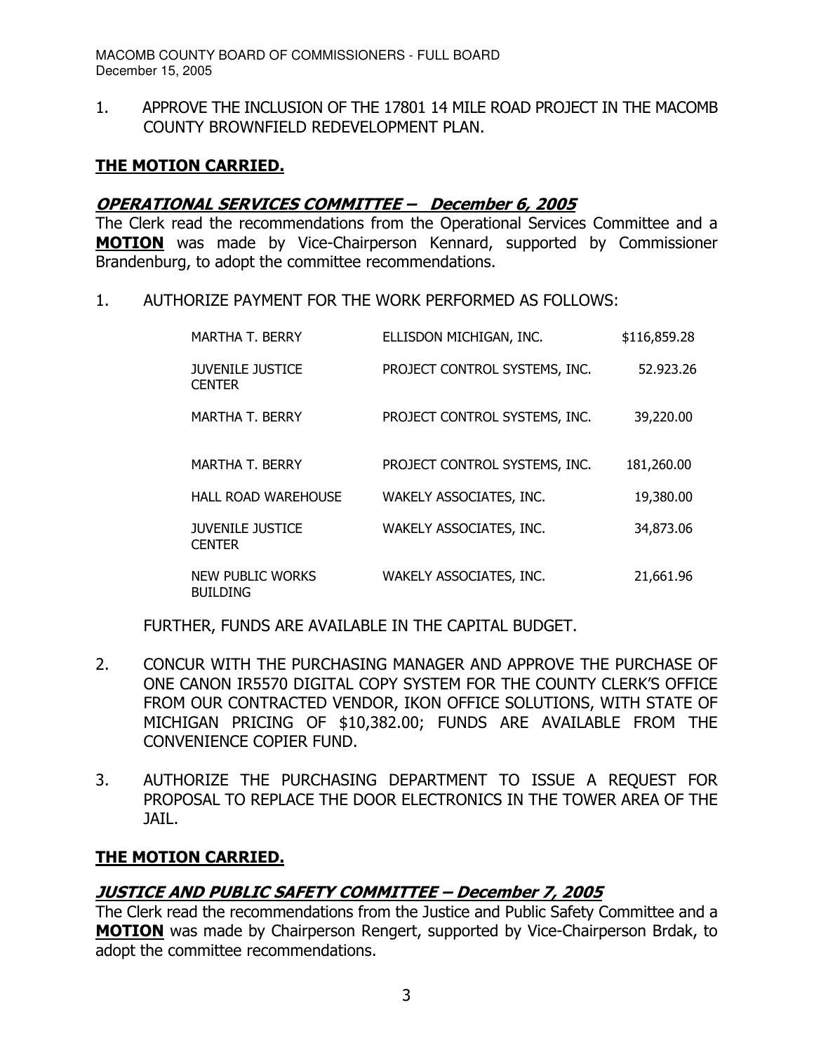1. APPROVE THE INCLUSION OF THE 17801 14 MILE ROAD PROJECT IN THE MACOMB COUNTY BROWNFIELD REDEVELOPMENT PLAN.

**THE MOTION CARRIED.**

***OPERATIONAL SERVICES COMMITTEE – December 6, 2005***

The Clerk read the recommendations from the Operational Services Committee and a **MOTION** was made by Vice-Chairperson Kennard, supported by Commissioner Brandenburg, to adopt the committee recommendations.

1. AUTHORIZE PAYMENT FOR THE WORK PERFORMED AS FOLLOWS:

| | | |
|---|---|---|
| MARTHA T. BERRY | ELLISDON MICHIGAN, INC. | $116,859.28 |
| JUVENILE JUSTICE CENTER | PROJECT CONTROL SYSTEMS, INC. | 52.923.26 |
| MARTHA T. BERRY | PROJECT CONTROL SYSTEMS, INC. | 39,220.00 |
| MARTHA T. BERRY | PROJECT CONTROL SYSTEMS, INC. | 181,260.00 |
| HALL ROAD WAREHOUSE | WAKELY ASSOCIATES, INC. | 19,380.00 |
| JUVENILE JUSTICE CENTER | WAKELY ASSOCIATES, INC. | 34,873.06 |
| NEW PUBLIC WORKS BUILDING | WAKELY ASSOCIATES, INC. | 21,661.96 |

FURTHER, FUNDS ARE AVAILABLE IN THE CAPITAL BUDGET.

2. CONCUR WITH THE PURCHASING MANAGER AND APPROVE THE PURCHASE OF ONE CANON IR5570 DIGITAL COPY SYSTEM FOR THE COUNTY CLERK'S OFFICE FROM OUR CONTRACTED VENDOR, IKON OFFICE SOLUTIONS, WITH STATE OF MICHIGAN PRICING OF $10,382.00; FUNDS ARE AVAILABLE FROM THE CONVENIENCE COPIER FUND.

3. AUTHORIZE THE PURCHASING DEPARTMENT TO ISSUE A REQUEST FOR PROPOSAL TO REPLACE THE DOOR ELECTRONICS IN THE TOWER AREA OF THE JAIL.

**THE MOTION CARRIED.**

***JUSTICE AND PUBLIC SAFETY COMMITTEE – December 7, 2005***

The Clerk read the recommendations from the Justice and Public Safety Committee and a **MOTION** was made by Chairperson Rengert, supported by Vice-Chairperson Brdak, to adopt the committee recommendations.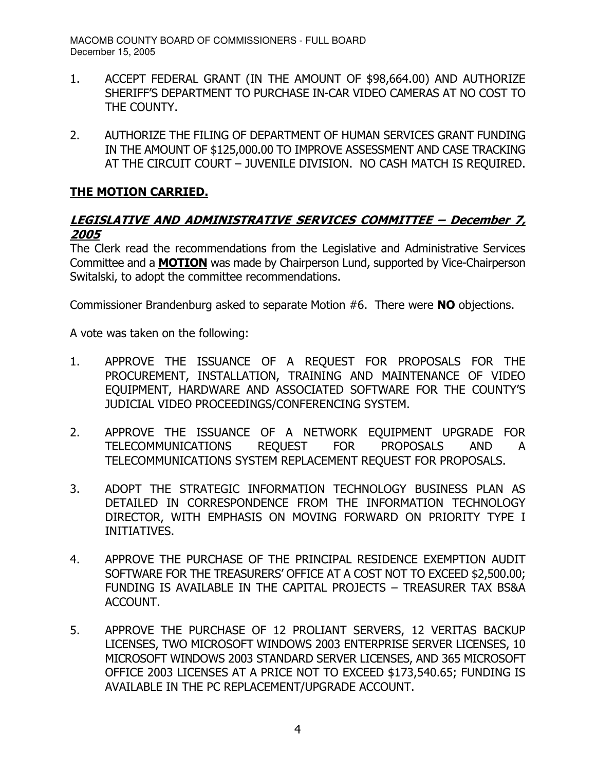1. ACCEPT FEDERAL GRANT (IN THE AMOUNT OF $98,664.00) AND AUTHORIZE SHERIFF'S DEPARTMENT TO PURCHASE IN-CAR VIDEO CAMERAS AT NO COST TO THE COUNTY.

2. AUTHORIZE THE FILING OF DEPARTMENT OF HUMAN SERVICES GRANT FUNDING IN THE AMOUNT OF $125,000.00 TO IMPROVE ASSESSMENT AND CASE TRACKING AT THE CIRCUIT COURT – JUVENILE DIVISION. NO CASH MATCH IS REQUIRED.

**THE MOTION CARRIED.**

## ***LEGISLATIVE AND ADMINISTRATIVE SERVICES COMMITTEE – December 7, 2005***

The Clerk read the recommendations from the Legislative and Administrative Services Committee and a **MOTION** was made by Chairperson Lund, supported by Vice-Chairperson Switalski, to adopt the committee recommendations.

Commissioner Brandenburg asked to separate Motion #6. There were **NO** objections.

A vote was taken on the following:

1. APPROVE THE ISSUANCE OF A REQUEST FOR PROPOSALS FOR THE PROCUREMENT, INSTALLATION, TRAINING AND MAINTENANCE OF VIDEO EQUIPMENT, HARDWARE AND ASSOCIATED SOFTWARE FOR THE COUNTY'S JUDICIAL VIDEO PROCEEDINGS/CONFERENCING SYSTEM.

2. APPROVE THE ISSUANCE OF A NETWORK EQUIPMENT UPGRADE FOR TELECOMMUNICATIONS REQUEST FOR PROPOSALS AND A TELECOMMUNICATIONS SYSTEM REPLACEMENT REQUEST FOR PROPOSALS.

3. ADOPT THE STRATEGIC INFORMATION TECHNOLOGY BUSINESS PLAN AS DETAILED IN CORRESPONDENCE FROM THE INFORMATION TECHNOLOGY DIRECTOR, WITH EMPHASIS ON MOVING FORWARD ON PRIORITY TYPE I INITIATIVES.

4. APPROVE THE PURCHASE OF THE PRINCIPAL RESIDENCE EXEMPTION AUDIT SOFTWARE FOR THE TREASURERS' OFFICE AT A COST NOT TO EXCEED $2,500.00; FUNDING IS AVAILABLE IN THE CAPITAL PROJECTS – TREASURER TAX BS&A ACCOUNT.

5. APPROVE THE PURCHASE OF 12 PROLIANT SERVERS, 12 VERITAS BACKUP LICENSES, TWO MICROSOFT WINDOWS 2003 ENTERPRISE SERVER LICENSES, 10 MICROSOFT WINDOWS 2003 STANDARD SERVER LICENSES, AND 365 MICROSOFT OFFICE 2003 LICENSES AT A PRICE NOT TO EXCEED $173,540.65; FUNDING IS AVAILABLE IN THE PC REPLACEMENT/UPGRADE ACCOUNT.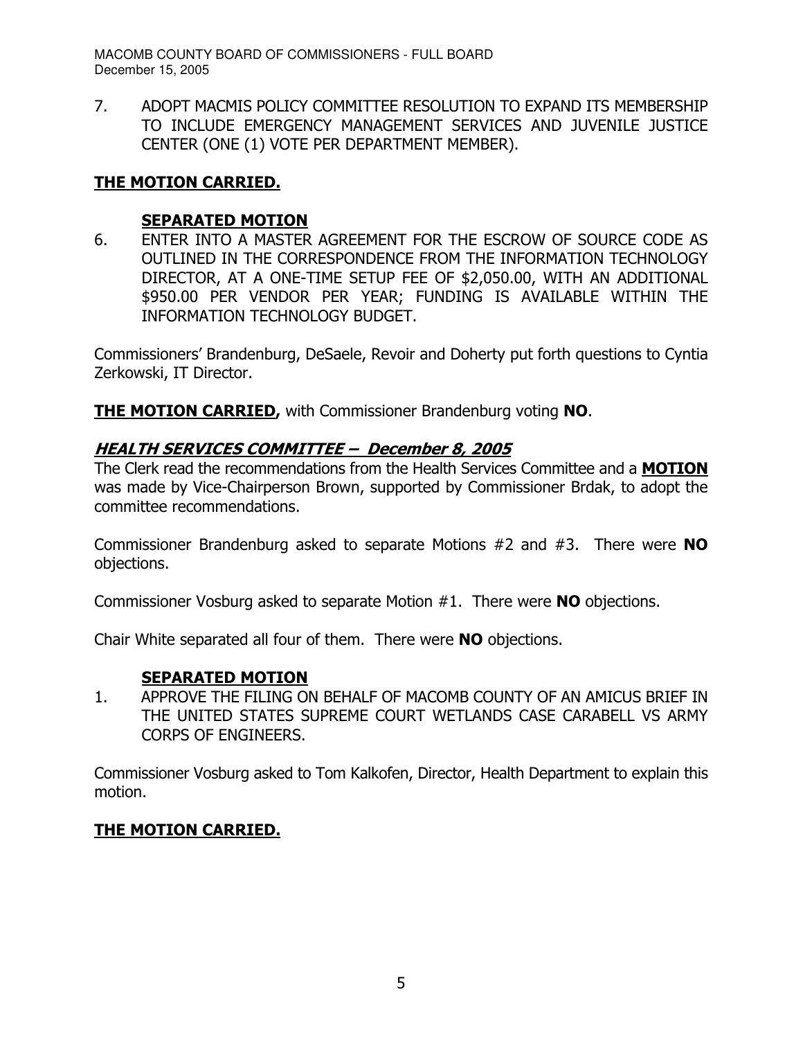7. ADOPT MACMIS POLICY COMMITTEE RESOLUTION TO EXPAND ITS MEMBERSHIP TO INCLUDE EMERGENCY MANAGEMENT SERVICES AND JUVENILE JUSTICE CENTER (ONE (1) VOTE PER DEPARTMENT MEMBER).

**THE MOTION CARRIED.**

**SEPARATED MOTION**

6. ENTER INTO A MASTER AGREEMENT FOR THE ESCROW OF SOURCE CODE AS OUTLINED IN THE CORRESPONDENCE FROM THE INFORMATION TECHNOLOGY DIRECTOR, AT A ONE-TIME SETUP FEE OF $2,050.00, WITH AN ADDITIONAL $950.00 PER VENDOR PER YEAR; FUNDING IS AVAILABLE WITHIN THE INFORMATION TECHNOLOGY BUDGET.

Commissioners' Brandenburg, DeSaele, Revoir and Doherty put forth questions to Cyntia Zerkowski, IT Director.

**THE MOTION CARRIED,** with Commissioner Brandenburg voting **NO**.

## ***HEALTH SERVICES COMMITTEE – December 8, 2005***

The Clerk read the recommendations from the Health Services Committee and a **MOTION** was made by Vice-Chairperson Brown, supported by Commissioner Brdak, to adopt the committee recommendations.

Commissioner Brandenburg asked to separate Motions #2 and #3. There were **NO** objections.

Commissioner Vosburg asked to separate Motion #1. There were **NO** objections.

Chair White separated all four of them. There were **NO** objections.

**SEPARATED MOTION**

1. APPROVE THE FILING ON BEHALF OF MACOMB COUNTY OF AN AMICUS BRIEF IN THE UNITED STATES SUPREME COURT WETLANDS CASE CARABELL VS ARMY CORPS OF ENGINEERS.

Commissioner Vosburg asked to Tom Kalkofen, Director, Health Department to explain this motion.

**THE MOTION CARRIED.**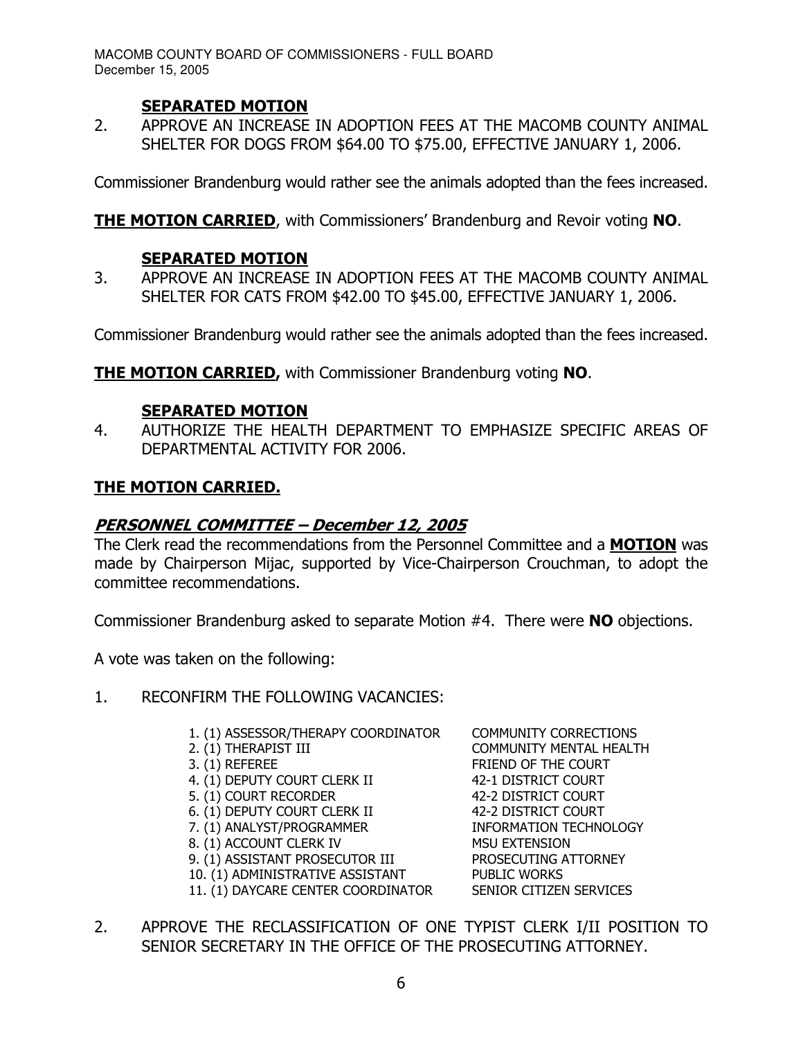**SEPARATED MOTION**

2. APPROVE AN INCREASE IN ADOPTION FEES AT THE MACOMB COUNTY ANIMAL SHELTER FOR DOGS FROM $64.00 TO $75.00, EFFECTIVE JANUARY 1, 2006.

Commissioner Brandenburg would rather see the animals adopted than the fees increased.

**THE MOTION CARRIED**, with Commissioners' Brandenburg and Revoir voting **NO**.

**SEPARATED MOTION**

3. APPROVE AN INCREASE IN ADOPTION FEES AT THE MACOMB COUNTY ANIMAL SHELTER FOR CATS FROM $42.00 TO $45.00, EFFECTIVE JANUARY 1, 2006.

Commissioner Brandenburg would rather see the animals adopted than the fees increased.

**THE MOTION CARRIED,** with Commissioner Brandenburg voting **NO**.

**SEPARATED MOTION**

4. AUTHORIZE THE HEALTH DEPARTMENT TO EMPHASIZE SPECIFIC AREAS OF DEPARTMENTAL ACTIVITY FOR 2006.

**THE MOTION CARRIED.**

## PERSONNEL COMMITTEE – December 12, 2005

The Clerk read the recommendations from the Personnel Committee and a **MOTION** was made by Chairperson Mijac, supported by Vice-Chairperson Crouchman, to adopt the committee recommendations.

Commissioner Brandenburg asked to separate Motion #4. There were **NO** objections.

A vote was taken on the following:

1. RECONFIRM THE FOLLOWING VACANCIES:

| | |
|---|---|
| 1. (1) ASSESSOR/THERAPY COORDINATOR | COMMUNITY CORRECTIONS |
| 2. (1) THERAPIST III | COMMUNITY MENTAL HEALTH |
| 3. (1) REFEREE | FRIEND OF THE COURT |
| 4. (1) DEPUTY COURT CLERK II | 42-1 DISTRICT COURT |
| 5. (1) COURT RECORDER | 42-2 DISTRICT COURT |
| 6. (1) DEPUTY COURT CLERK II | 42-2 DISTRICT COURT |
| 7. (1) ANALYST/PROGRAMMER | INFORMATION TECHNOLOGY |
| 8. (1) ACCOUNT CLERK IV | MSU EXTENSION |
| 9. (1) ASSISTANT PROSECUTOR III | PROSECUTING ATTORNEY |
| 10. (1) ADMINISTRATIVE ASSISTANT | PUBLIC WORKS |
| 11. (1) DAYCARE CENTER COORDINATOR | SENIOR CITIZEN SERVICES |

2. APPROVE THE RECLASSIFICATION OF ONE TYPIST CLERK I/II POSITION TO SENIOR SECRETARY IN THE OFFICE OF THE PROSECUTING ATTORNEY.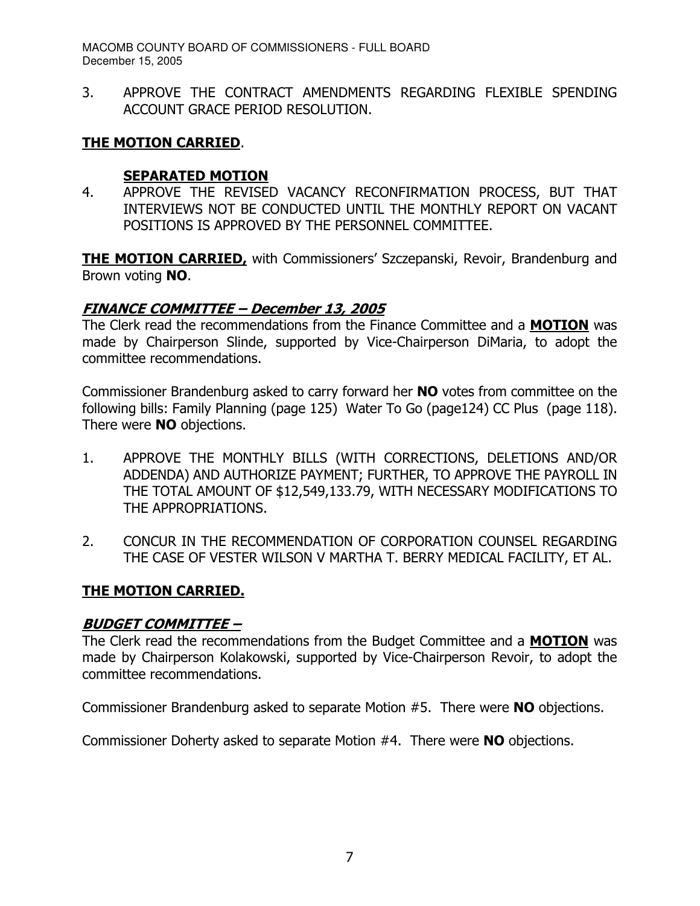3. APPROVE THE CONTRACT AMENDMENTS REGARDING FLEXIBLE SPENDING ACCOUNT GRACE PERIOD RESOLUTION.

**THE MOTION CARRIED**.

**SEPARATED MOTION**

4. APPROVE THE REVISED VACANCY RECONFIRMATION PROCESS, BUT THAT INTERVIEWS NOT BE CONDUCTED UNTIL THE MONTHLY REPORT ON VACANT POSITIONS IS APPROVED BY THE PERSONNEL COMMITTEE.

**THE MOTION CARRIED,** with Commissioners' Szczepanski, Revoir, Brandenburg and Brown voting **NO**.

## ***FINANCE COMMITTEE – December 13, 2005***

The Clerk read the recommendations from the Finance Committee and a **MOTION** was made by Chairperson Slinde, supported by Vice-Chairperson DiMaria, to adopt the committee recommendations.

Commissioner Brandenburg asked to carry forward her **NO** votes from committee on the following bills: Family Planning (page 125) Water To Go (page124) CC Plus (page 118). There were **NO** objections.

1. APPROVE THE MONTHLY BILLS (WITH CORRECTIONS, DELETIONS AND/OR ADDENDA) AND AUTHORIZE PAYMENT; FURTHER, TO APPROVE THE PAYROLL IN THE TOTAL AMOUNT OF $12,549,133.79, WITH NECESSARY MODIFICATIONS TO THE APPROPRIATIONS.

2. CONCUR IN THE RECOMMENDATION OF CORPORATION COUNSEL REGARDING THE CASE OF VESTER WILSON V MARTHA T. BERRY MEDICAL FACILITY, ET AL.

**THE MOTION CARRIED.**

## ***BUDGET COMMITTEE –***

The Clerk read the recommendations from the Budget Committee and a **MOTION** was made by Chairperson Kolakowski, supported by Vice-Chairperson Revoir, to adopt the committee recommendations.

Commissioner Brandenburg asked to separate Motion #5. There were **NO** objections.

Commissioner Doherty asked to separate Motion #4. There were **NO** objections.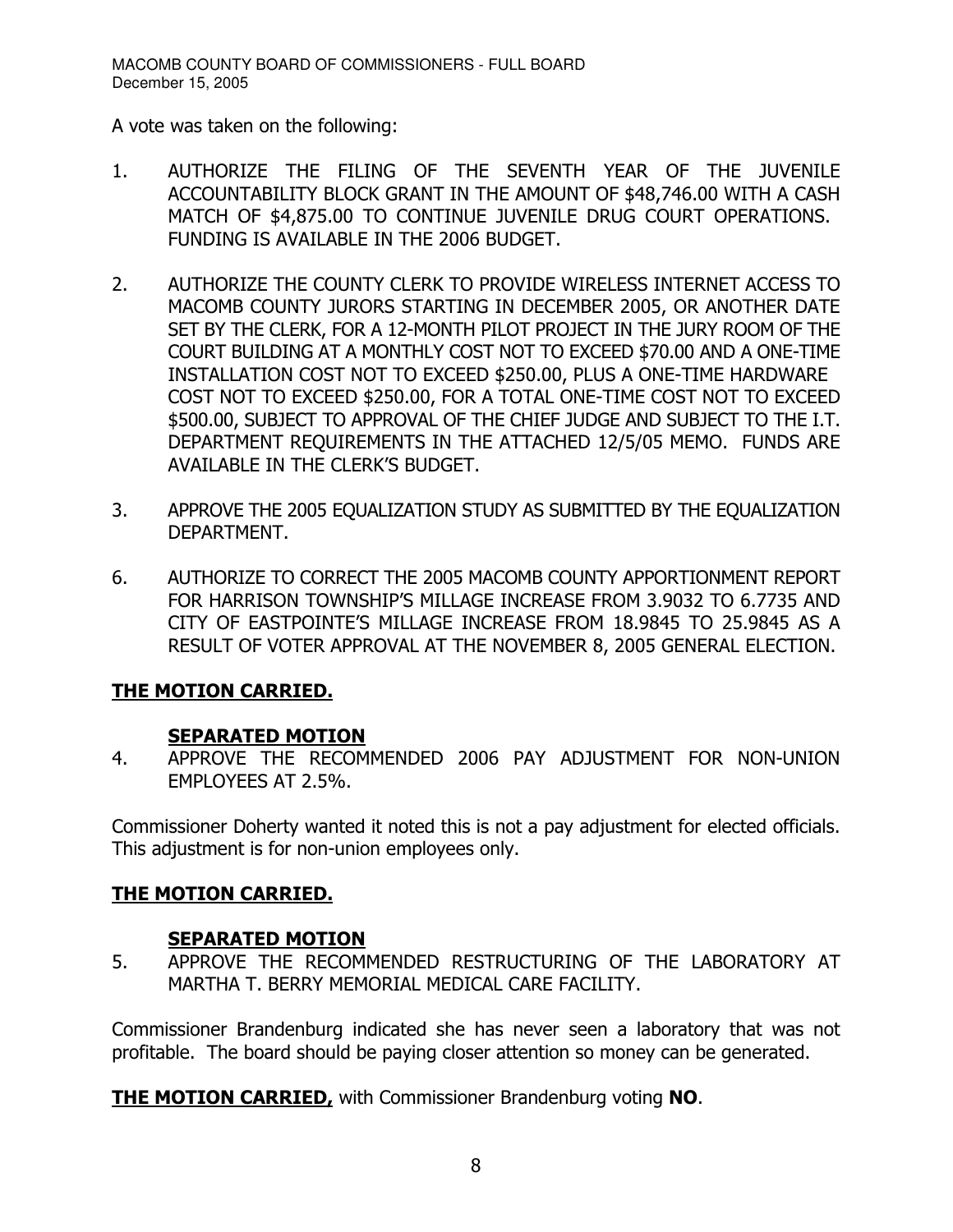A vote was taken on the following:

1. AUTHORIZE THE FILING OF THE SEVENTH YEAR OF THE JUVENILE ACCOUNTABILITY BLOCK GRANT IN THE AMOUNT OF $48,746.00 WITH A CASH MATCH OF $4,875.00 TO CONTINUE JUVENILE DRUG COURT OPERATIONS. FUNDING IS AVAILABLE IN THE 2006 BUDGET.

2. AUTHORIZE THE COUNTY CLERK TO PROVIDE WIRELESS INTERNET ACCESS TO MACOMB COUNTY JURORS STARTING IN DECEMBER 2005, OR ANOTHER DATE SET BY THE CLERK, FOR A 12-MONTH PILOT PROJECT IN THE JURY ROOM OF THE COURT BUILDING AT A MONTHLY COST NOT TO EXCEED $70.00 AND A ONE-TIME INSTALLATION COST NOT TO EXCEED $250.00, PLUS A ONE-TIME HARDWARE COST NOT TO EXCEED $250.00, FOR A TOTAL ONE-TIME COST NOT TO EXCEED $500.00, SUBJECT TO APPROVAL OF THE CHIEF JUDGE AND SUBJECT TO THE I.T. DEPARTMENT REQUIREMENTS IN THE ATTACHED 12/5/05 MEMO. FUNDS ARE AVAILABLE IN THE CLERK'S BUDGET.

3. APPROVE THE 2005 EQUALIZATION STUDY AS SUBMITTED BY THE EQUALIZATION DEPARTMENT.

6. AUTHORIZE TO CORRECT THE 2005 MACOMB COUNTY APPORTIONMENT REPORT FOR HARRISON TOWNSHIP'S MILLAGE INCREASE FROM 3.9032 TO 6.7735 AND CITY OF EASTPOINTE'S MILLAGE INCREASE FROM 18.9845 TO 25.9845 AS A RESULT OF VOTER APPROVAL AT THE NOVEMBER 8, 2005 GENERAL ELECTION.

**THE MOTION CARRIED.**

**SEPARATED MOTION**

4. APPROVE THE RECOMMENDED 2006 PAY ADJUSTMENT FOR NON-UNION EMPLOYEES AT 2.5%.

Commissioner Doherty wanted it noted this is not a pay adjustment for elected officials. This adjustment is for non-union employees only.

**THE MOTION CARRIED.**

**SEPARATED MOTION**

5. APPROVE THE RECOMMENDED RESTRUCTURING OF THE LABORATORY AT MARTHA T. BERRY MEMORIAL MEDICAL CARE FACILITY.

Commissioner Brandenburg indicated she has never seen a laboratory that was not profitable. The board should be paying closer attention so money can be generated.

**THE MOTION CARRIED,** with Commissioner Brandenburg voting **NO**.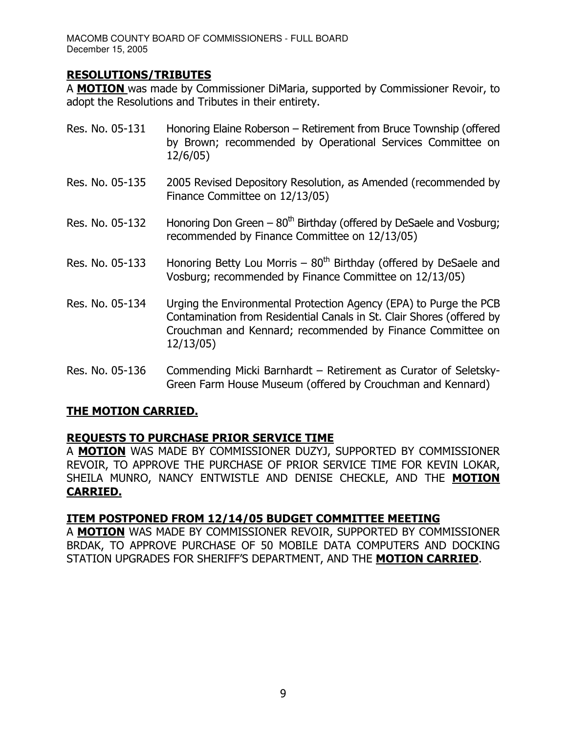## RESOLUTIONS/TRIBUTES

A **MOTION** was made by Commissioner DiMaria, supported by Commissioner Revoir, to adopt the Resolutions and Tributes in their entirety.

Res. No. 05-131 Honoring Elaine Roberson – Retirement from Bruce Township (offered by Brown; recommended by Operational Services Committee on 12/6/05)

Res. No. 05-135 2005 Revised Depository Resolution, as Amended (recommended by Finance Committee on 12/13/05)

Res. No. 05-132 Honoring Don Green – 80th Birthday (offered by DeSaele and Vosburg; recommended by Finance Committee on 12/13/05)

Res. No. 05-133 Honoring Betty Lou Morris – 80th Birthday (offered by DeSaele and Vosburg; recommended by Finance Committee on 12/13/05)

Res. No. 05-134 Urging the Environmental Protection Agency (EPA) to Purge the PCB Contamination from Residential Canals in St. Clair Shores (offered by Crouchman and Kennard; recommended by Finance Committee on 12/13/05)

Res. No. 05-136 Commending Micki Barnhardt – Retirement as Curator of Seletsky-Green Farm House Museum (offered by Crouchman and Kennard)

**THE MOTION CARRIED.**

## REQUESTS TO PURCHASE PRIOR SERVICE TIME

A **MOTION** WAS MADE BY COMMISSIONER DUZYJ, SUPPORTED BY COMMISSIONER REVOIR, TO APPROVE THE PURCHASE OF PRIOR SERVICE TIME FOR KEVIN LOKAR, SHEILA MUNRO, NANCY ENTWISTLE AND DENISE CHECKLE, AND THE **MOTION CARRIED.**

## ITEM POSTPONED FROM 12/14/05 BUDGET COMMITTEE MEETING

A **MOTION** WAS MADE BY COMMISSIONER REVOIR, SUPPORTED BY COMMISSIONER BRDAK, TO APPROVE PURCHASE OF 50 MOBILE DATA COMPUTERS AND DOCKING STATION UPGRADES FOR SHERIFF'S DEPARTMENT, AND THE **MOTION CARRIED**.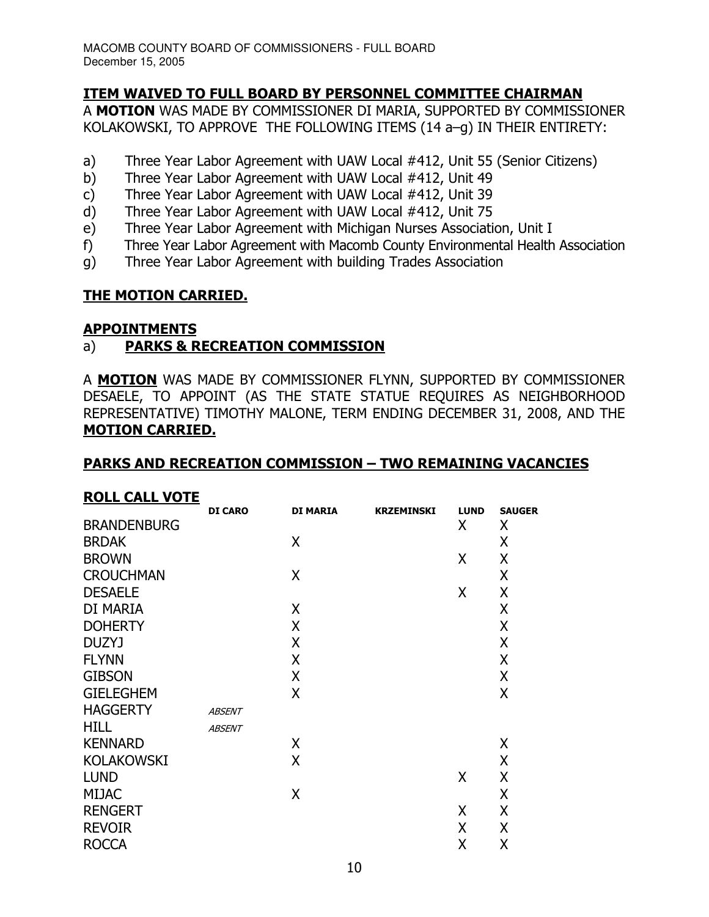## ITEM WAIVED TO FULL BOARD BY PERSONNEL COMMITTEE CHAIRMAN

A **MOTION** WAS MADE BY COMMISSIONER DI MARIA, SUPPORTED BY COMMISSIONER KOLAKOWSKI, TO APPROVE THE FOLLOWING ITEMS (14 a–g) IN THEIR ENTIRETY:

a) Three Year Labor Agreement with UAW Local #412, Unit 55 (Senior Citizens)
b) Three Year Labor Agreement with UAW Local #412, Unit 49
c) Three Year Labor Agreement with UAW Local #412, Unit 39
d) Three Year Labor Agreement with UAW Local #412, Unit 75
e) Three Year Labor Agreement with Michigan Nurses Association, Unit I
f) Three Year Labor Agreement with Macomb County Environmental Health Association
g) Three Year Labor Agreement with building Trades Association

**THE MOTION CARRIED.**

## APPOINTMENTS

### a) PARKS & RECREATION COMMISSION

A **MOTION** WAS MADE BY COMMISSIONER FLYNN, SUPPORTED BY COMMISSIONER DESAELE, TO APPOINT (AS THE STATE STATUE REQUIRES AS NEIGHBORHOOD REPRESENTATIVE) TIMOTHY MALONE, TERM ENDING DECEMBER 31, 2008, AND THE **MOTION CARRIED.**

## PARKS AND RECREATION COMMISSION – TWO REMAINING VACANCIES

**ROLL CALL VOTE**

| | DI CARO | DI MARIA | KRZEMINSKI | LUND | SAUGER |
|---|---|---|---|---|---|
| BRANDENBURG | | | | X | X |
| BRDAK | | X | | | X |
| BROWN | | | | X | X |
| CROUCHMAN | | X | | | X |
| DESAELE | | | | X | X |
| DI MARIA | | X | | | X |
| DOHERTY | | X | | | X |
| DUZYJ | | X | | | X |
| FLYNN | | X | | | X |
| GIBSON | | X | | | X |
| GIELEGHEM | | X | | | X |
| HAGGERTY | *ABSENT* | | | | |
| HILL | *ABSENT* | | | | |
| KENNARD | | X | | | X |
| KOLAKOWSKI | | X | | | X |
| LUND | | | | X | X |
| MIJAC | | X | | | X |
| RENGERT | | | | X | X |
| REVOIR | | | | X | X |
| ROCCA | | | | X | X |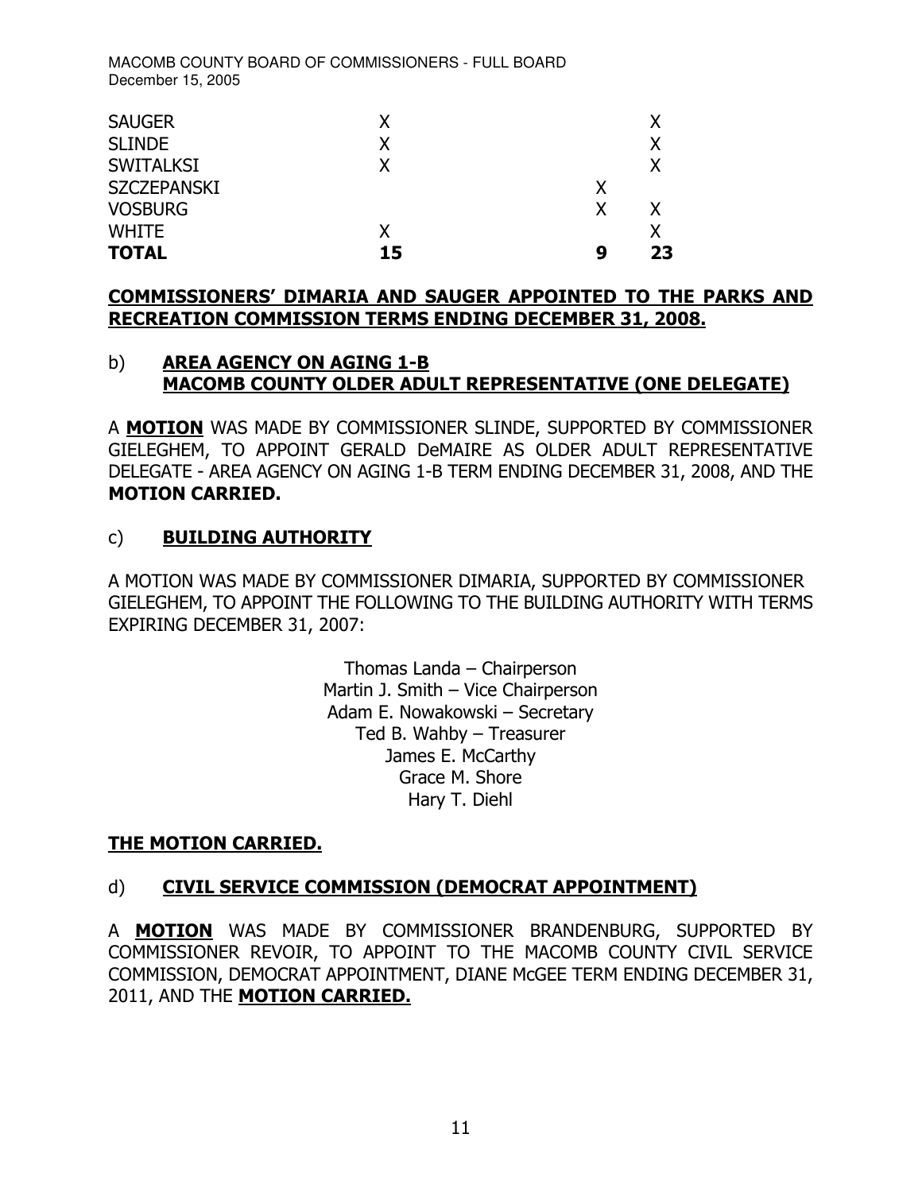| | | | |
|---|---|---|---|
| SAUGER | X | | X |
| SLINDE | X | | X |
| SWITALKSI | X | | X |
| SZCZEPANSKI | | X | |
| VOSBURG | | X | X |
| WHITE | X | | X |
| **TOTAL** | **15** | **9** | **23** |

**COMMISSIONERS' DIMARIA AND SAUGER APPOINTED TO THE PARKS AND RECREATION COMMISSION TERMS ENDING DECEMBER 31, 2008.**

b) **AREA AGENCY ON AGING 1-B**
**MACOMB COUNTY OLDER ADULT REPRESENTATIVE (ONE DELEGATE)**

A **MOTION** WAS MADE BY COMMISSIONER SLINDE, SUPPORTED BY COMMISSIONER GIELEGHEM, TO APPOINT GERALD DeMAIRE AS OLDER ADULT REPRESENTATIVE DELEGATE - AREA AGENCY ON AGING 1-B TERM ENDING DECEMBER 31, 2008, AND THE **MOTION CARRIED.**

c) **BUILDING AUTHORITY**

A MOTION WAS MADE BY COMMISSIONER DIMARIA, SUPPORTED BY COMMISSIONER GIELEGHEM, TO APPOINT THE FOLLOWING TO THE BUILDING AUTHORITY WITH TERMS EXPIRING DECEMBER 31, 2007:

Thomas Landa – Chairperson
Martin J. Smith – Vice Chairperson
Adam E. Nowakowski – Secretary
Ted B. Wahby – Treasurer
James E. McCarthy
Grace M. Shore
Hary T. Diehl

**THE MOTION CARRIED.**

d) **CIVIL SERVICE COMMISSION (DEMOCRAT APPOINTMENT)**

A **MOTION** WAS MADE BY COMMISSIONER BRANDENBURG, SUPPORTED BY COMMISSIONER REVOIR, TO APPOINT TO THE MACOMB COUNTY CIVIL SERVICE COMMISSION, DEMOCRAT APPOINTMENT, DIANE McGEE TERM ENDING DECEMBER 31, 2011, AND THE **MOTION CARRIED.**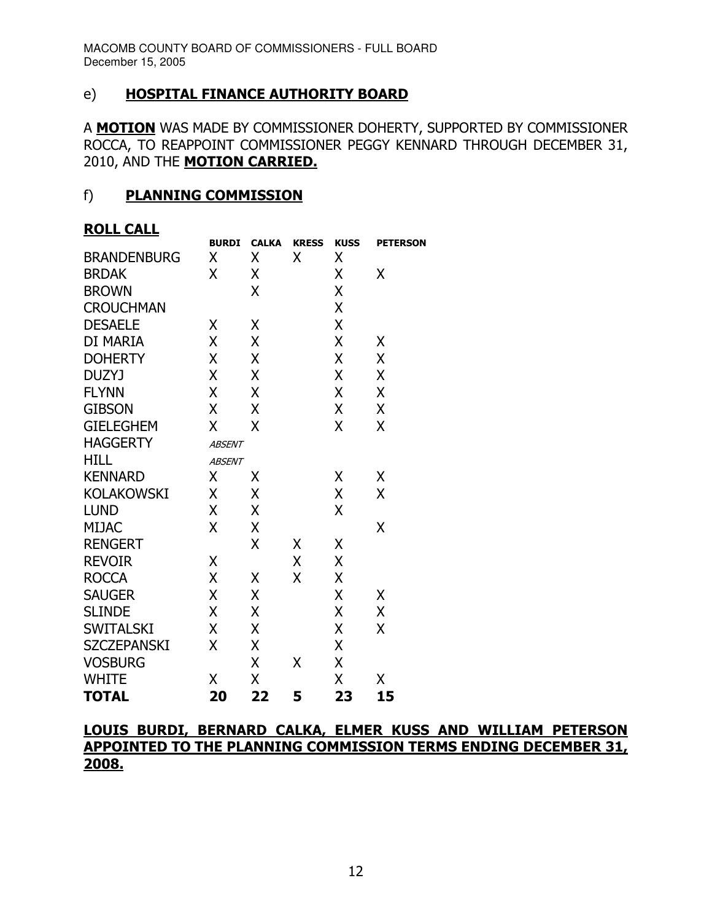## e) HOSPITAL FINANCE AUTHORITY BOARD

A **MOTION** WAS MADE BY COMMISSIONER DOHERTY, SUPPORTED BY COMMISSIONER ROCCA, TO REAPPOINT COMMISSIONER PEGGY KENNARD THROUGH DECEMBER 31, 2010, AND THE **MOTION CARRIED.**

## f) PLANNING COMMISSION

**ROLL CALL**

| | BURDI | CALKA | KRESS | KUSS | PETERSON |
|---|---|---|---|---|---|
| BRANDENBURG | X | X | X | X | |
| BRDAK | X | X | | X | X |
| BROWN | | X | | X | |
| CROUCHMAN | | | | X | |
| DESAELE | X | X | | X | |
| DI MARIA | X | X | | X | X |
| DOHERTY | X | X | | X | X |
| DUZYJ | X | X | | X | X |
| FLYNN | X | X | | X | X |
| GIBSON | X | X | | X | X |
| GIELEGHEM | X | X | | X | X |
| HAGGERTY | *ABSENT* | | | | |
| HILL | *ABSENT* | | | | |
| KENNARD | X | X | | X | X |
| KOLAKOWSKI | X | X | | X | X |
| LUND | X | X | | X | |
| MIJAC | X | X | | | X |
| RENGERT | | X | X | X | |
| REVOIR | X | | X | X | |
| ROCCA | X | X | X | X | |
| SAUGER | X | X | | X | X |
| SLINDE | X | X | | X | X |
| SWITALSKI | X | X | | X | X |
| SZCZEPANSKI | X | X | | X | |
| VOSBURG | | X | X | X | |
| WHITE | X | X | | X | X |
| **TOTAL** | **20** | **22** | **5** | **23** | **15** |

**LOUIS BURDI, BERNARD CALKA, ELMER KUSS AND WILLIAM PETERSON APPOINTED TO THE PLANNING COMMISSION TERMS ENDING DECEMBER 31, 2008.**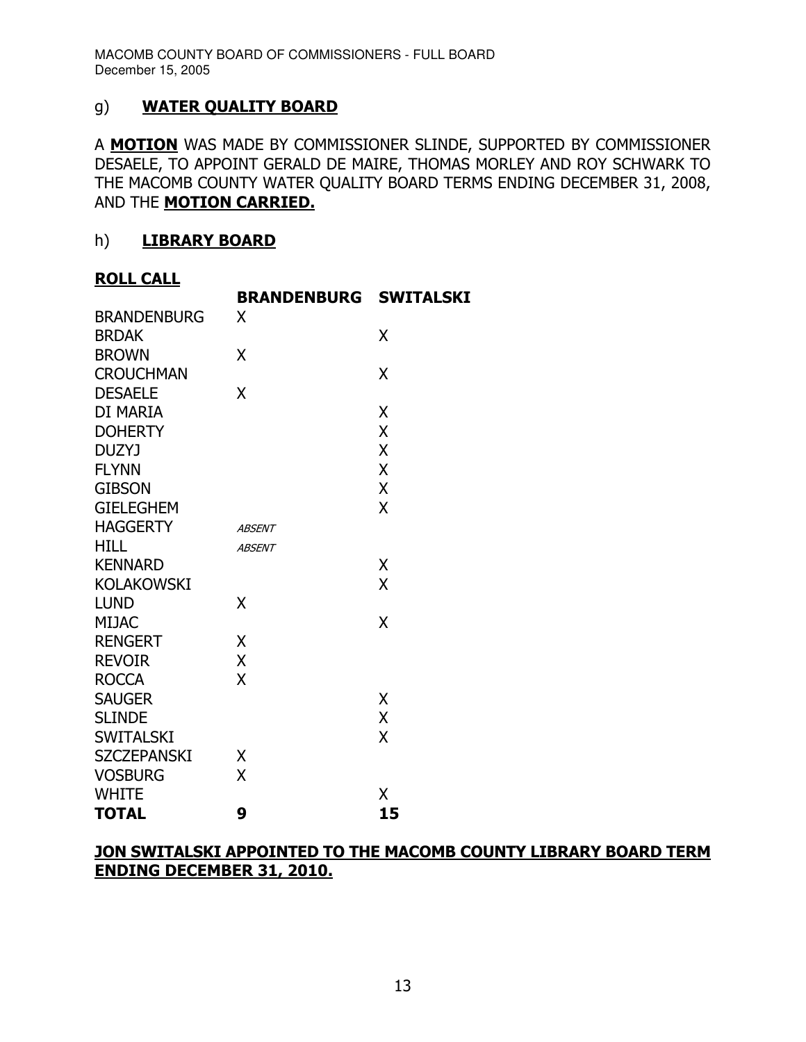g) **WATER QUALITY BOARD**

A **MOTION** WAS MADE BY COMMISSIONER SLINDE, SUPPORTED BY COMMISSIONER DESAELE, TO APPOINT GERALD DE MAIRE, THOMAS MORLEY AND ROY SCHWARK TO THE MACOMB COUNTY WATER QUALITY BOARD TERMS ENDING DECEMBER 31, 2008, AND THE **MOTION CARRIED.**

h) **LIBRARY BOARD**

**ROLL CALL**

| | **BRANDENBURG** | **SWITALSKI** |
|---|---|---|
| BRANDENBURG | X | |
| BRDAK | | X |
| BROWN | X | |
| CROUCHMAN | | X |
| DESAELE | X | |
| DI MARIA | | X |
| DOHERTY | | X |
| DUZYJ | | X |
| FLYNN | | X |
| GIBSON | | X |
| GIELEGHEM | | X |
| HAGGERTY | *ABSENT* | |
| HILL | *ABSENT* | |
| KENNARD | | X |
| KOLAKOWSKI | | X |
| LUND | X | |
| MIJAC | | X |
| RENGERT | X | |
| REVOIR | X | |
| ROCCA | X | |
| SAUGER | | X |
| SLINDE | | X |
| SWITALSKI | | X |
| SZCZEPANSKI | X | |
| VOSBURG | X | |
| WHITE | | X |
| **TOTAL** | **9** | **15** |

**JON SWITALSKI APPOINTED TO THE MACOMB COUNTY LIBRARY BOARD TERM ENDING DECEMBER 31, 2010.**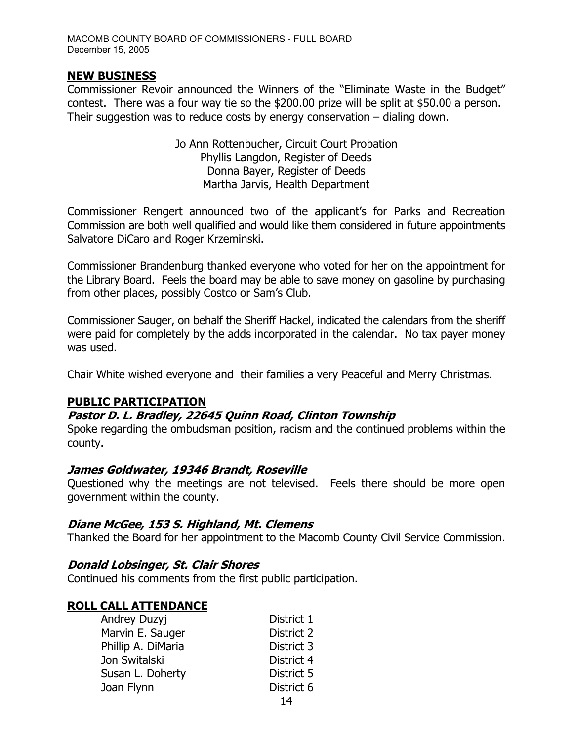## NEW BUSINESS

Commissioner Revoir announced the Winners of the "Eliminate Waste in the Budget" contest. There was a four way tie so the $200.00 prize will be split at $50.00 a person. Their suggestion was to reduce costs by energy conservation – dialing down.

Jo Ann Rottenbucher, Circuit Court Probation
Phyllis Langdon, Register of Deeds
Donna Bayer, Register of Deeds
Martha Jarvis, Health Department

Commissioner Rengert announced two of the applicant's for Parks and Recreation Commission are both well qualified and would like them considered in future appointments Salvatore DiCaro and Roger Krzeminski.

Commissioner Brandenburg thanked everyone who voted for her on the appointment for the Library Board. Feels the board may be able to save money on gasoline by purchasing from other places, possibly Costco or Sam's Club.

Commissioner Sauger, on behalf the Sheriff Hackel, indicated the calendars from the sheriff were paid for completely by the adds incorporated in the calendar. No tax payer money was used.

Chair White wished everyone and their families a very Peaceful and Merry Christmas.

## PUBLIC PARTICIPATION

### *Pastor D. L. Bradley, 22645 Quinn Road, Clinton Township*

Spoke regarding the ombudsman position, racism and the continued problems within the county.

### *James Goldwater, 19346 Brandt, Roseville*

Questioned why the meetings are not televised. Feels there should be more open government within the county.

### *Diane McGee, 153 S. Highland, Mt. Clemens*

Thanked the Board for her appointment to the Macomb County Civil Service Commission.

### *Donald Lobsinger, St. Clair Shores*

Continued his comments from the first public participation.

## ROLL CALL ATTENDANCE

| | |
|---|---|
| Andrey Duzyj | District 1 |
| Marvin E. Sauger | District 2 |
| Phillip A. DiMaria | District 3 |
| Jon Switalski | District 4 |
| Susan L. Doherty | District 5 |
| Joan Flynn | District 6 |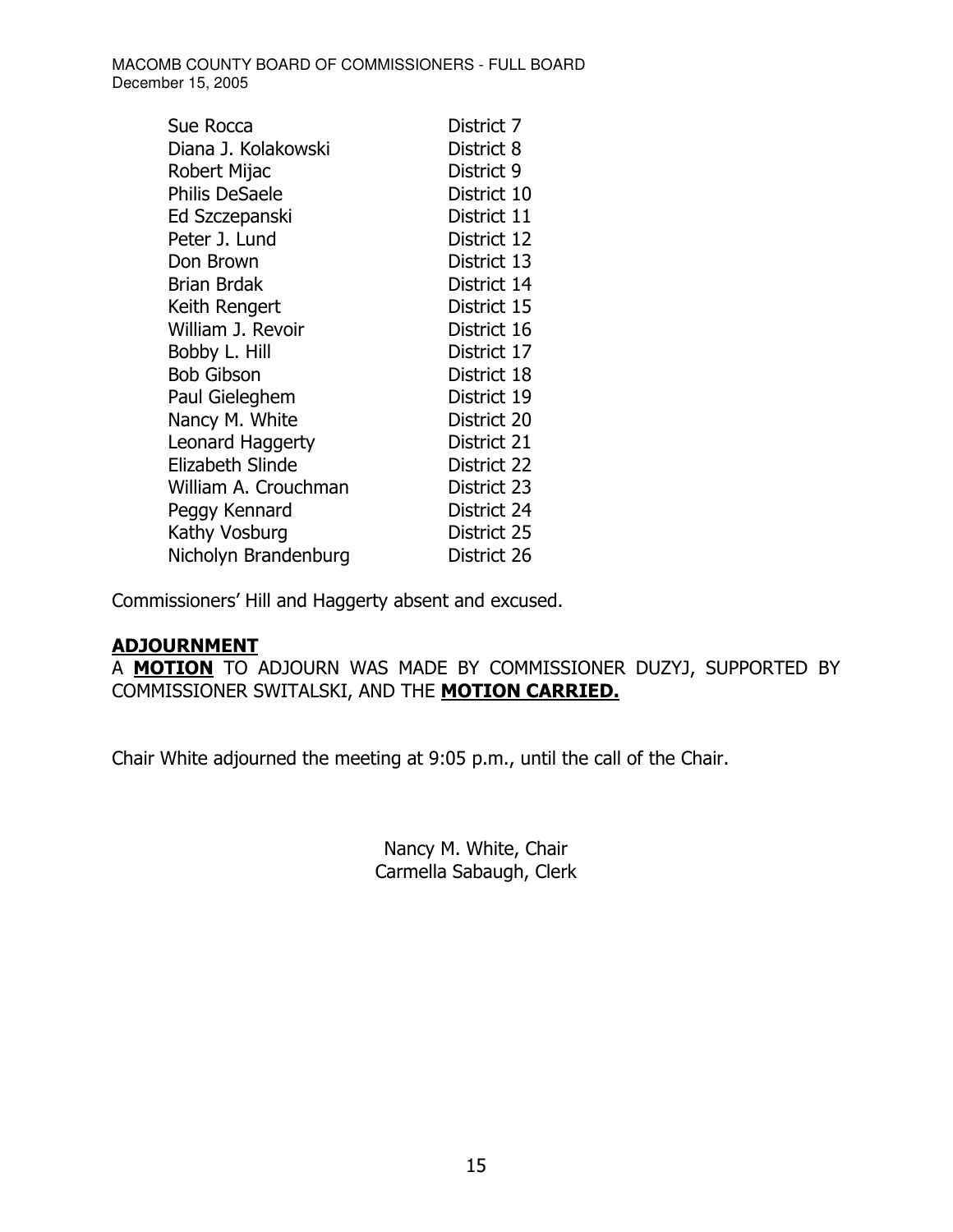| | |
|---|---|
| Sue Rocca | District 7 |
| Diana J. Kolakowski | District 8 |
| Robert Mijac | District 9 |
| Philis DeSaele | District 10 |
| Ed Szczepanski | District 11 |
| Peter J. Lund | District 12 |
| Don Brown | District 13 |
| Brian Brdak | District 14 |
| Keith Rengert | District 15 |
| William J. Revoir | District 16 |
| Bobby L. Hill | District 17 |
| Bob Gibson | District 18 |
| Paul Gieleghem | District 19 |
| Nancy M. White | District 20 |
| Leonard Haggerty | District 21 |
| Elizabeth Slinde | District 22 |
| William A. Crouchman | District 23 |
| Peggy Kennard | District 24 |
| Kathy Vosburg | District 25 |
| Nicholyn Brandenburg | District 26 |

Commissioners' Hill and Haggerty absent and excused.

**ADJOURNMENT**

A **MOTION** TO ADJOURN WAS MADE BY COMMISSIONER DUZYJ, SUPPORTED BY COMMISSIONER SWITALSKI, AND THE **MOTION CARRIED.**

Chair White adjourned the meeting at 9:05 p.m., until the call of the Chair.

Nancy M. White, Chair
Carmella Sabaugh, Clerk